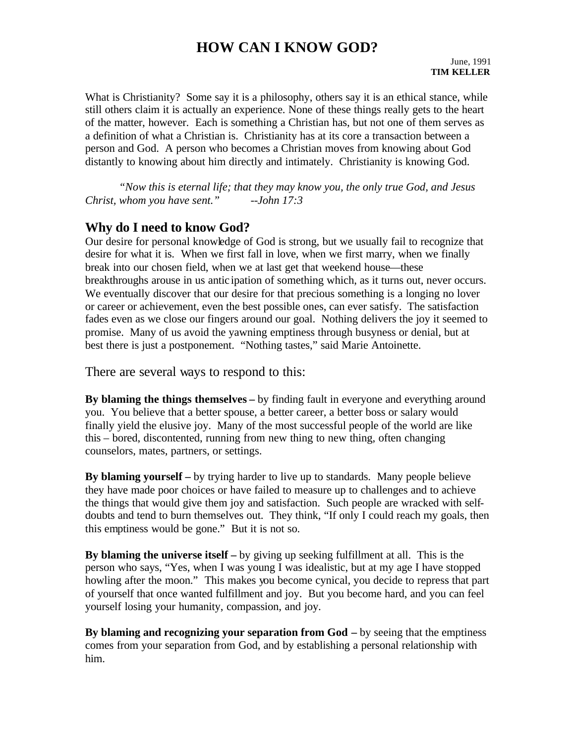# HOW CAN I KNOW GOD?

June, 1991
**TIM KELLER**

What is Christianity? Some say it is a philosophy, others say it is an ethical stance, while still others claim it is actually an experience. None of these things really gets to the heart of the matter, however. Each is something a Christian has, but not one of them serves as a definition of what a Christian is. Christianity has at its core a transaction between a person and God. A person who becomes a Christian moves from knowing about God distantly to knowing about him directly and intimately. Christianity is knowing God.

*"Now this is eternal life; that they may know you, the only true God, and Jesus Christ, whom you have sent." --John 17:3*

## Why do I need to know God?

Our desire for personal knowledge of God is strong, but we usually fail to recognize that desire for what it is. When we first fall in love, when we first marry, when we finally break into our chosen field, when we at last get that weekend house—these breakthroughs arouse in us anticipation of something which, as it turns out, never occurs. We eventually discover that our desire for that precious something is a longing no lover or career or achievement, even the best possible ones, can ever satisfy. The satisfaction fades even as we close our fingers around our goal. Nothing delivers the joy it seemed to promise. Many of us avoid the yawning emptiness through busyness or denial, but at best there is just a postponement. "Nothing tastes," said Marie Antoinette.

There are several ways to respond to this:

**By blaming the things themselves –** by finding fault in everyone and everything around you. You believe that a better spouse, a better career, a better boss or salary would finally yield the elusive joy. Many of the most successful people of the world are like this – bored, discontented, running from new thing to new thing, often changing counselors, mates, partners, or settings.

**By blaming yourself –** by trying harder to live up to standards. Many people believe they have made poor choices or have failed to measure up to challenges and to achieve the things that would give them joy and satisfaction. Such people are wracked with self-doubts and tend to burn themselves out. They think, "If only I could reach my goals, then this emptiness would be gone." But it is not so.

**By blaming the universe itself –** by giving up seeking fulfillment at all. This is the person who says, "Yes, when I was young I was idealistic, but at my age I have stopped howling after the moon." This makes you become cynical, you decide to repress that part of yourself that once wanted fulfillment and joy. But you become hard, and you can feel yourself losing your humanity, compassion, and joy.

**By blaming and recognizing your separation from God –** by seeing that the emptiness comes from your separation from God, and by establishing a personal relationship with him.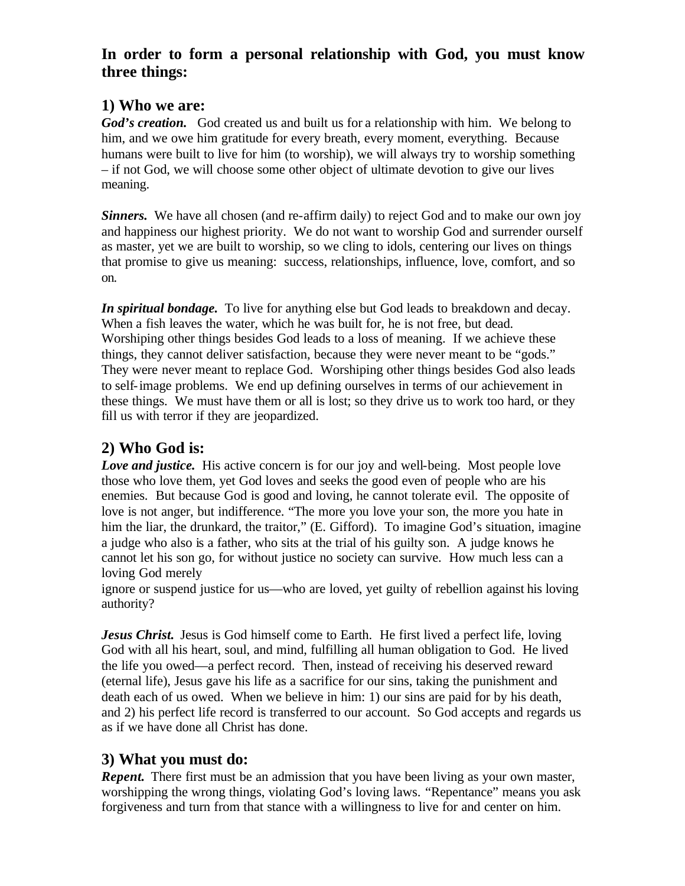## In order to form a personal relationship with God, you must know three things:

### 1) Who we are:

***God's creation.*** God created us and built us for a relationship with him. We belong to him, and we owe him gratitude for every breath, every moment, everything. Because humans were built to live for him (to worship), we will always try to worship something – if not God, we will choose some other object of ultimate devotion to give our lives meaning.

***Sinners.*** We have all chosen (and re-affirm daily) to reject God and to make our own joy and happiness our highest priority. We do not want to worship God and surrender ourself as master, yet we are built to worship, so we cling to idols, centering our lives on things that promise to give us meaning: success, relationships, influence, love, comfort, and so on.

***In spiritual bondage.*** To live for anything else but God leads to breakdown and decay. When a fish leaves the water, which he was built for, he is not free, but dead. Worshiping other things besides God leads to a loss of meaning. If we achieve these things, they cannot deliver satisfaction, because they were never meant to be "gods." They were never meant to replace God. Worshiping other things besides God also leads to self-image problems. We end up defining ourselves in terms of our achievement in these things. We must have them or all is lost; so they drive us to work too hard, or they fill us with terror if they are jeopardized.

### 2) Who God is:

***Love and justice.*** His active concern is for our joy and well-being. Most people love those who love them, yet God loves and seeks the good even of people who are his enemies. But because God is good and loving, he cannot tolerate evil. The opposite of love is not anger, but indifference. "The more you love your son, the more you hate in him the liar, the drunkard, the traitor," (E. Gifford). To imagine God's situation, imagine a judge who also is a father, who sits at the trial of his guilty son. A judge knows he cannot let his son go, for without justice no society can survive. How much less can a loving God merely ignore or suspend justice for us—who are loved, yet guilty of rebellion against his loving authority?

***Jesus Christ.*** Jesus is God himself come to Earth. He first lived a perfect life, loving God with all his heart, soul, and mind, fulfilling all human obligation to God. He lived the life you owed—a perfect record. Then, instead of receiving his deserved reward (eternal life), Jesus gave his life as a sacrifice for our sins, taking the punishment and death each of us owed. When we believe in him: 1) our sins are paid for by his death, and 2) his perfect life record is transferred to our account. So God accepts and regards us as if we have done all Christ has done.

### 3) What you must do:

***Repent.*** There first must be an admission that you have been living as your own master, worshipping the wrong things, violating God's loving laws. "Repentance" means you ask forgiveness and turn from that stance with a willingness to live for and center on him.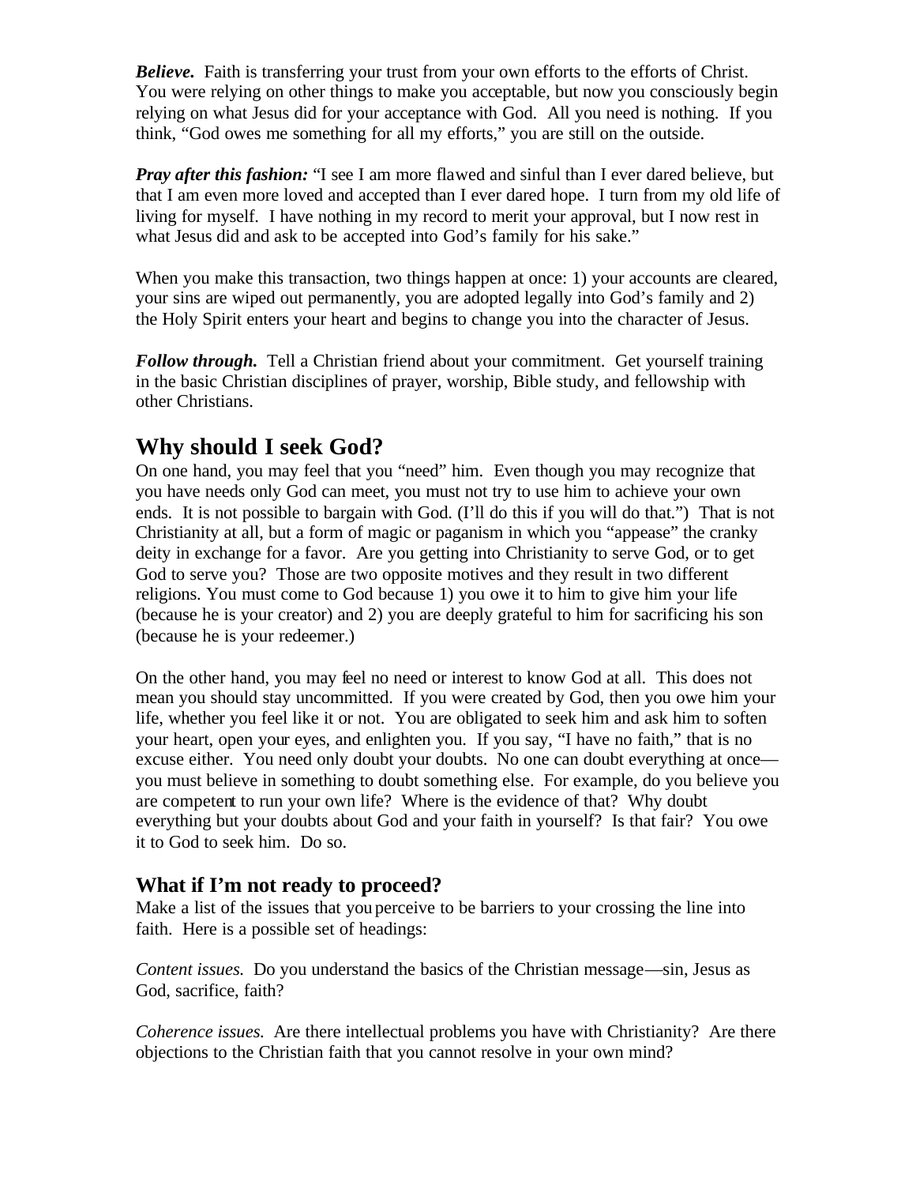***Believe.*** Faith is transferring your trust from your own efforts to the efforts of Christ. You were relying on other things to make you acceptable, but now you consciously begin relying on what Jesus did for your acceptance with God. All you need is nothing. If you think, "God owes me something for all my efforts," you are still on the outside.

***Pray after this fashion:*** "I see I am more flawed and sinful than I ever dared believe, but that I am even more loved and accepted than I ever dared hope. I turn from my old life of living for myself. I have nothing in my record to merit your approval, but I now rest in what Jesus did and ask to be accepted into God's family for his sake."

When you make this transaction, two things happen at once: 1) your accounts are cleared, your sins are wiped out permanently, you are adopted legally into God's family and 2) the Holy Spirit enters your heart and begins to change you into the character of Jesus.

***Follow through.*** Tell a Christian friend about your commitment. Get yourself training in the basic Christian disciplines of prayer, worship, Bible study, and fellowship with other Christians.

## Why should I seek God?

On one hand, you may feel that you "need" him. Even though you may recognize that you have needs only God can meet, you must not try to use him to achieve your own ends. It is not possible to bargain with God. (I'll do this if you will do that.") That is not Christianity at all, but a form of magic or paganism in which you "appease" the cranky deity in exchange for a favor. Are you getting into Christianity to serve God, or to get God to serve you? Those are two opposite motives and they result in two different religions. You must come to God because 1) you owe it to him to give him your life (because he is your creator) and 2) you are deeply grateful to him for sacrificing his son (because he is your redeemer.)

On the other hand, you may feel no need or interest to know God at all. This does not mean you should stay uncommitted. If you were created by God, then you owe him your life, whether you feel like it or not. You are obligated to seek him and ask him to soften your heart, open your eyes, and enlighten you. If you say, "I have no faith," that is no excuse either. You need only doubt your doubts. No one can doubt everything at once—you must believe in something to doubt something else. For example, do you believe you are competent to run your own life? Where is the evidence of that? Why doubt everything but your doubts about God and your faith in yourself? Is that fair? You owe it to God to seek him. Do so.

### What if I'm not ready to proceed?

Make a list of the issues that you perceive to be barriers to your crossing the line into faith. Here is a possible set of headings:

*Content issues.* Do you understand the basics of the Christian message—sin, Jesus as God, sacrifice, faith?

*Coherence issues.* Are there intellectual problems you have with Christianity? Are there objections to the Christian faith that you cannot resolve in your own mind?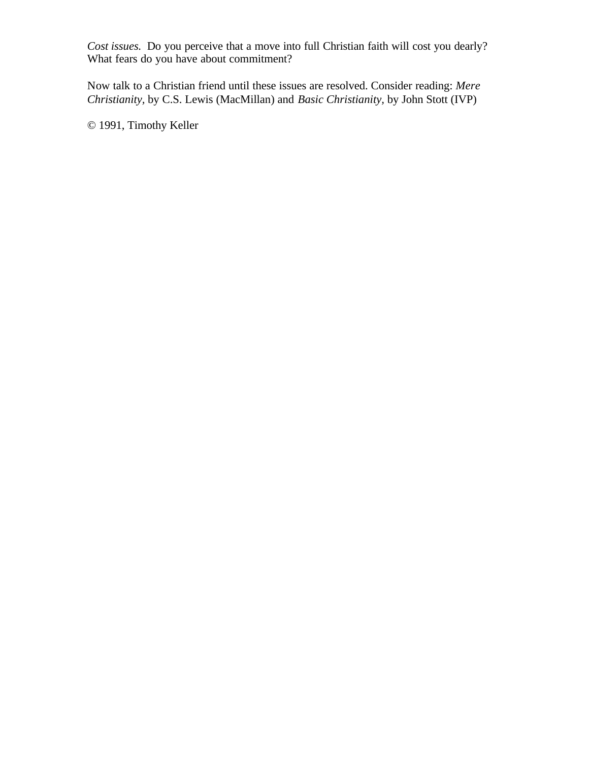*Cost issues.* Do you perceive that a move into full Christian faith will cost you dearly? What fears do you have about commitment?

Now talk to a Christian friend until these issues are resolved. Consider reading: *Mere Christianity*, by C.S. Lewis (MacMillan) and *Basic Christianity,* by John Stott (IVP)

© 1991, Timothy Keller